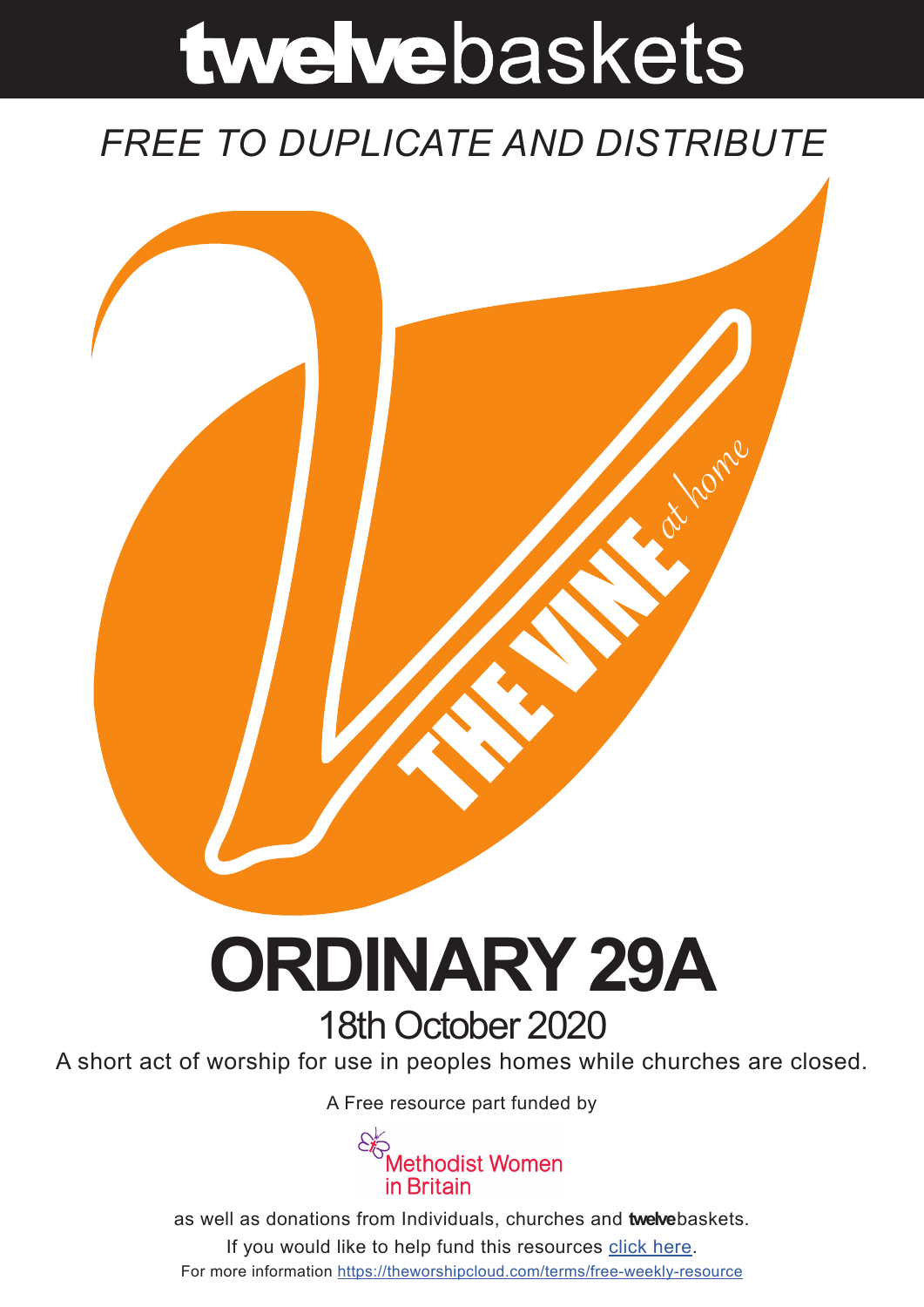# **twelve**baskets

*FREE TO DUPLICATE AND DISTRIBUTE*

THE VINE *at home*

# ORDINARY 29A

## 18th October 2020

A short act of worship for use in peoples homes while churches are closed.

A Free resource part funded by

Methodist Women in Britain

as well as donations from Individuals, churches and **twelve**baskets.

If you would like to help fund this resources click here.

For more information https://theworshipcloud.com/terms/free-weekly-resource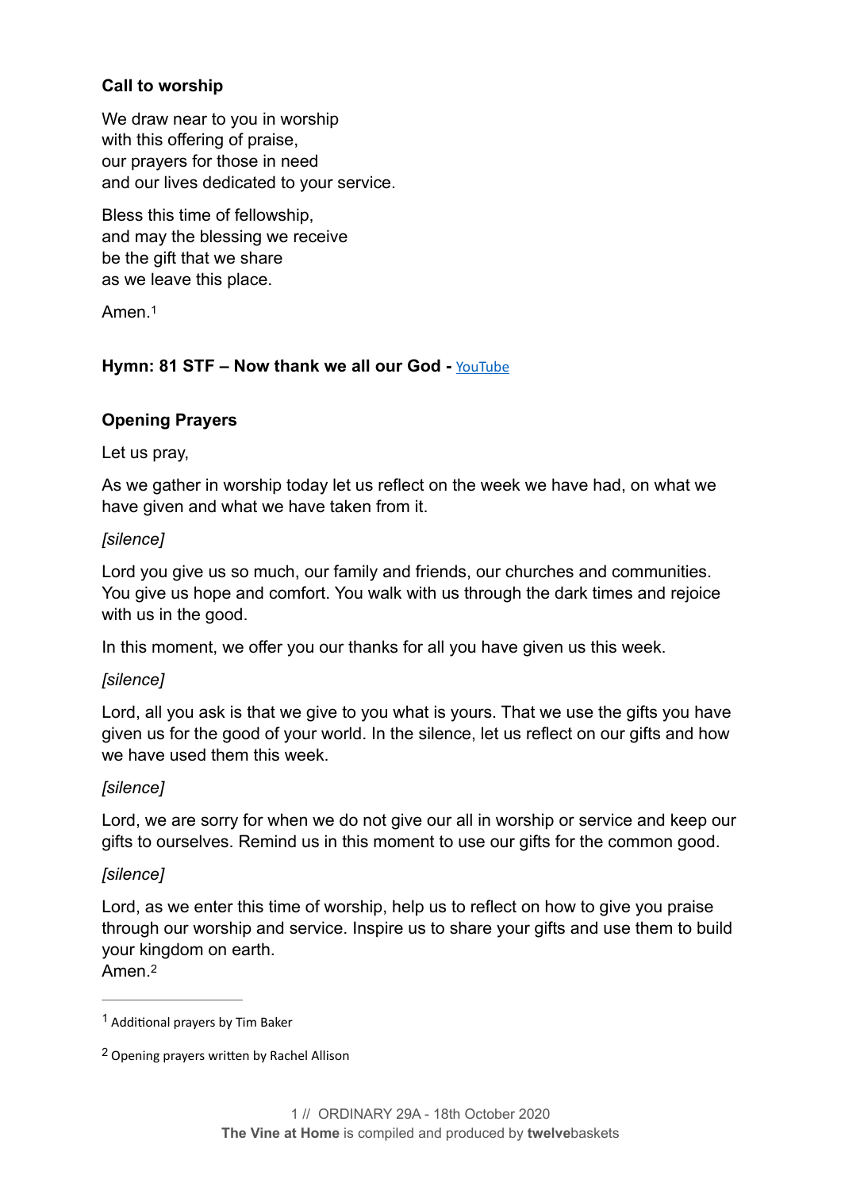**Call to worship**

We draw near to you in worship
with this offering of praise,
our prayers for those in need
and our lives dedicated to your service.

Bless this time of fellowship,
and may the blessing we receive
be the gift that we share
as we leave this place.

Amen.[1]

**Hymn: 81 STF – Now thank we all our God -** [YouTube]

**Opening Prayers**

Let us pray,

As we gather in worship today let us reflect on the week we have had, on what we have given and what we have taken from it.

*[silence]*

Lord you give us so much, our family and friends, our churches and communities. You give us hope and comfort. You walk with us through the dark times and rejoice with us in the good.

In this moment, we offer you our thanks for all you have given us this week.

*[silence]*

Lord, all you ask is that we give to you what is yours. That we use the gifts you have given us for the good of your world. In the silence, let us reflect on our gifts and how we have used them this week.

*[silence]*

Lord, we are sorry for when we do not give our all in worship or service and keep our gifts to ourselves. Remind us in this moment to use our gifts for the common good.

*[silence]*

Lord, as we enter this time of worship, help us to reflect on how to give you praise through our worship and service. Inspire us to share your gifts and use them to build your kingdom on earth.
Amen.[2]

---

[1] Additional prayers by Tim Baker

[2] Opening prayers written by Rachel Allison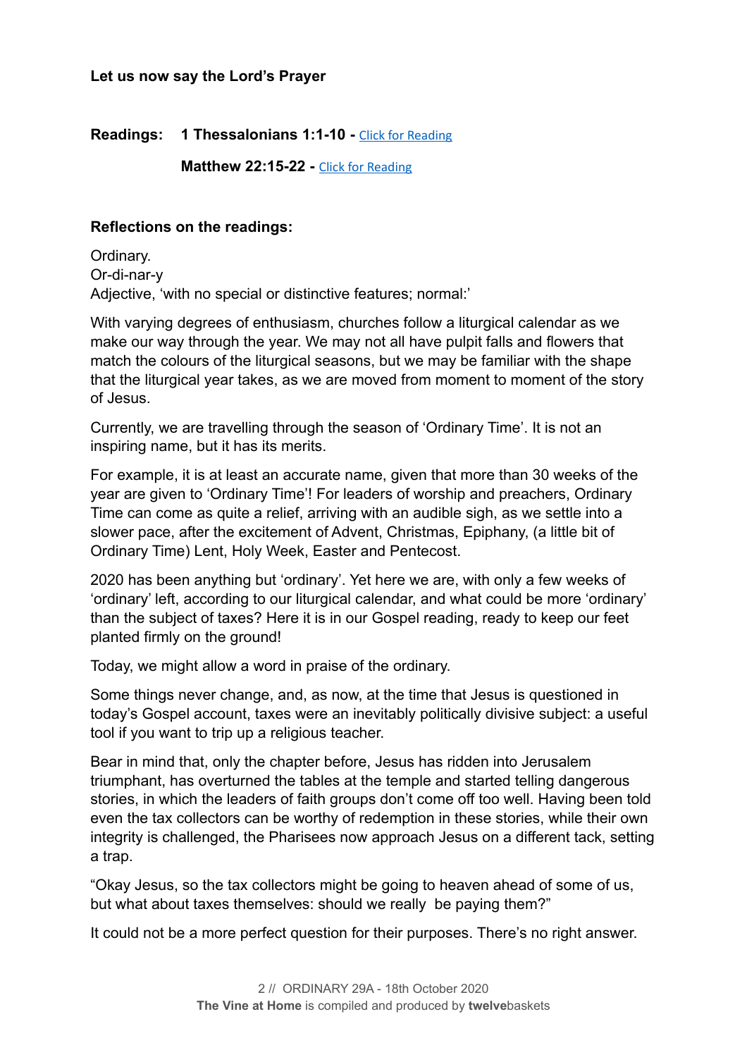**Let us now say the Lord's Prayer**

**Readings:** **1 Thessalonians 1:1-10 -** Click for Reading

**Matthew 22:15-22 -** Click for Reading

**Reflections on the readings:**

Ordinary.
Or-di-nar-y
Adjective, 'with no special or distinctive features; normal:'

With varying degrees of enthusiasm, churches follow a liturgical calendar as we make our way through the year. We may not all have pulpit falls and flowers that match the colours of the liturgical seasons, but we may be familiar with the shape that the liturgical year takes, as we are moved from moment to moment of the story of Jesus.

Currently, we are travelling through the season of 'Ordinary Time'. It is not an inspiring name, but it has its merits.

For example, it is at least an accurate name, given that more than 30 weeks of the year are given to 'Ordinary Time'! For leaders of worship and preachers, Ordinary Time can come as quite a relief, arriving with an audible sigh, as we settle into a slower pace, after the excitement of Advent, Christmas, Epiphany, (a little bit of Ordinary Time) Lent, Holy Week, Easter and Pentecost.

2020 has been anything but 'ordinary'. Yet here we are, with only a few weeks of 'ordinary' left, according to our liturgical calendar, and what could be more 'ordinary' than the subject of taxes? Here it is in our Gospel reading, ready to keep our feet planted firmly on the ground!

Today, we might allow a word in praise of the ordinary.

Some things never change, and, as now, at the time that Jesus is questioned in today's Gospel account, taxes were an inevitably politically divisive subject: a useful tool if you want to trip up a religious teacher.

Bear in mind that, only the chapter before, Jesus has ridden into Jerusalem triumphant, has overturned the tables at the temple and started telling dangerous stories, in which the leaders of faith groups don't come off too well. Having been told even the tax collectors can be worthy of redemption in these stories, while their own integrity is challenged, the Pharisees now approach Jesus on a different tack, setting a trap.

"Okay Jesus, so the tax collectors might be going to heaven ahead of some of us, but what about taxes themselves: should we really be paying them?"

It could not be a more perfect question for their purposes. There's no right answer.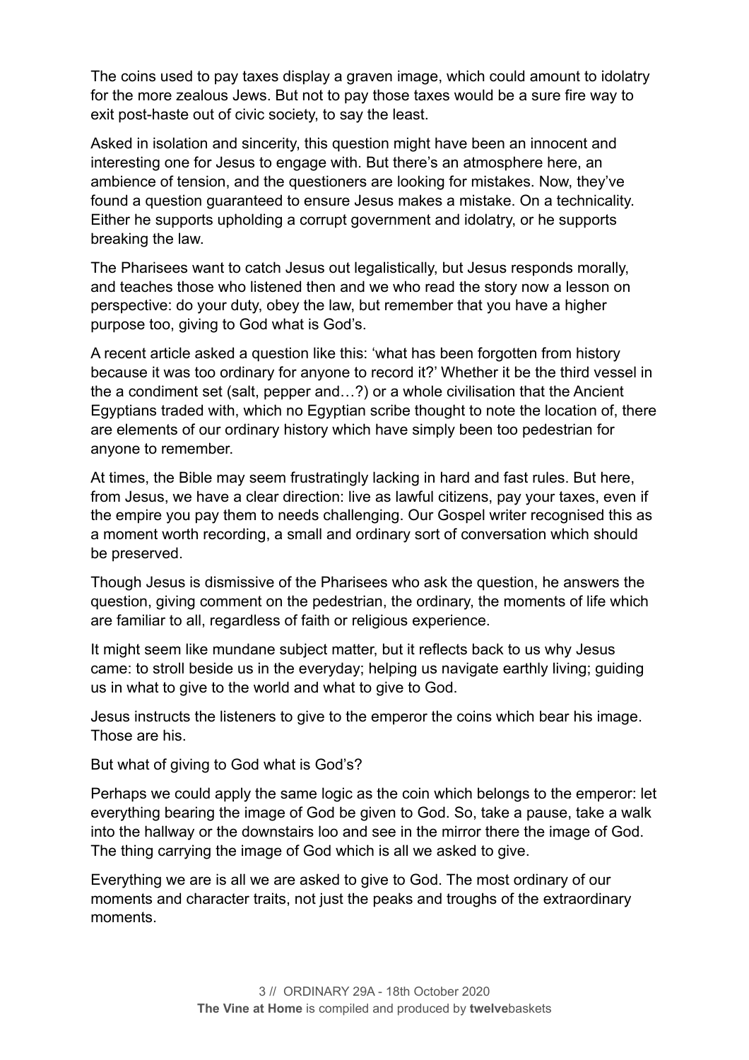The coins used to pay taxes display a graven image, which could amount to idolatry for the more zealous Jews. But not to pay those taxes would be a sure fire way to exit post-haste out of civic society, to say the least.

Asked in isolation and sincerity, this question might have been an innocent and interesting one for Jesus to engage with. But there's an atmosphere here, an ambience of tension, and the questioners are looking for mistakes. Now, they've found a question guaranteed to ensure Jesus makes a mistake. On a technicality. Either he supports upholding a corrupt government and idolatry, or he supports breaking the law.

The Pharisees want to catch Jesus out legalistically, but Jesus responds morally, and teaches those who listened then and we who read the story now a lesson on perspective: do your duty, obey the law, but remember that you have a higher purpose too, giving to God what is God's.

A recent article asked a question like this: 'what has been forgotten from history because it was too ordinary for anyone to record it?' Whether it be the third vessel in the a condiment set (salt, pepper and…?) or a whole civilisation that the Ancient Egyptians traded with, which no Egyptian scribe thought to note the location of, there are elements of our ordinary history which have simply been too pedestrian for anyone to remember.

At times, the Bible may seem frustratingly lacking in hard and fast rules. But here, from Jesus, we have a clear direction: live as lawful citizens, pay your taxes, even if the empire you pay them to needs challenging. Our Gospel writer recognised this as a moment worth recording, a small and ordinary sort of conversation which should be preserved.

Though Jesus is dismissive of the Pharisees who ask the question, he answers the question, giving comment on the pedestrian, the ordinary, the moments of life which are familiar to all, regardless of faith or religious experience.

It might seem like mundane subject matter, but it reflects back to us why Jesus came: to stroll beside us in the everyday; helping us navigate earthly living; guiding us in what to give to the world and what to give to God.

Jesus instructs the listeners to give to the emperor the coins which bear his image. Those are his.

But what of giving to God what is God's?

Perhaps we could apply the same logic as the coin which belongs to the emperor: let everything bearing the image of God be given to God. So, take a pause, take a walk into the hallway or the downstairs loo and see in the mirror there the image of God. The thing carrying the image of God which is all we asked to give.

Everything we are is all we are asked to give to God. The most ordinary of our moments and character traits, not just the peaks and troughs of the extraordinary moments.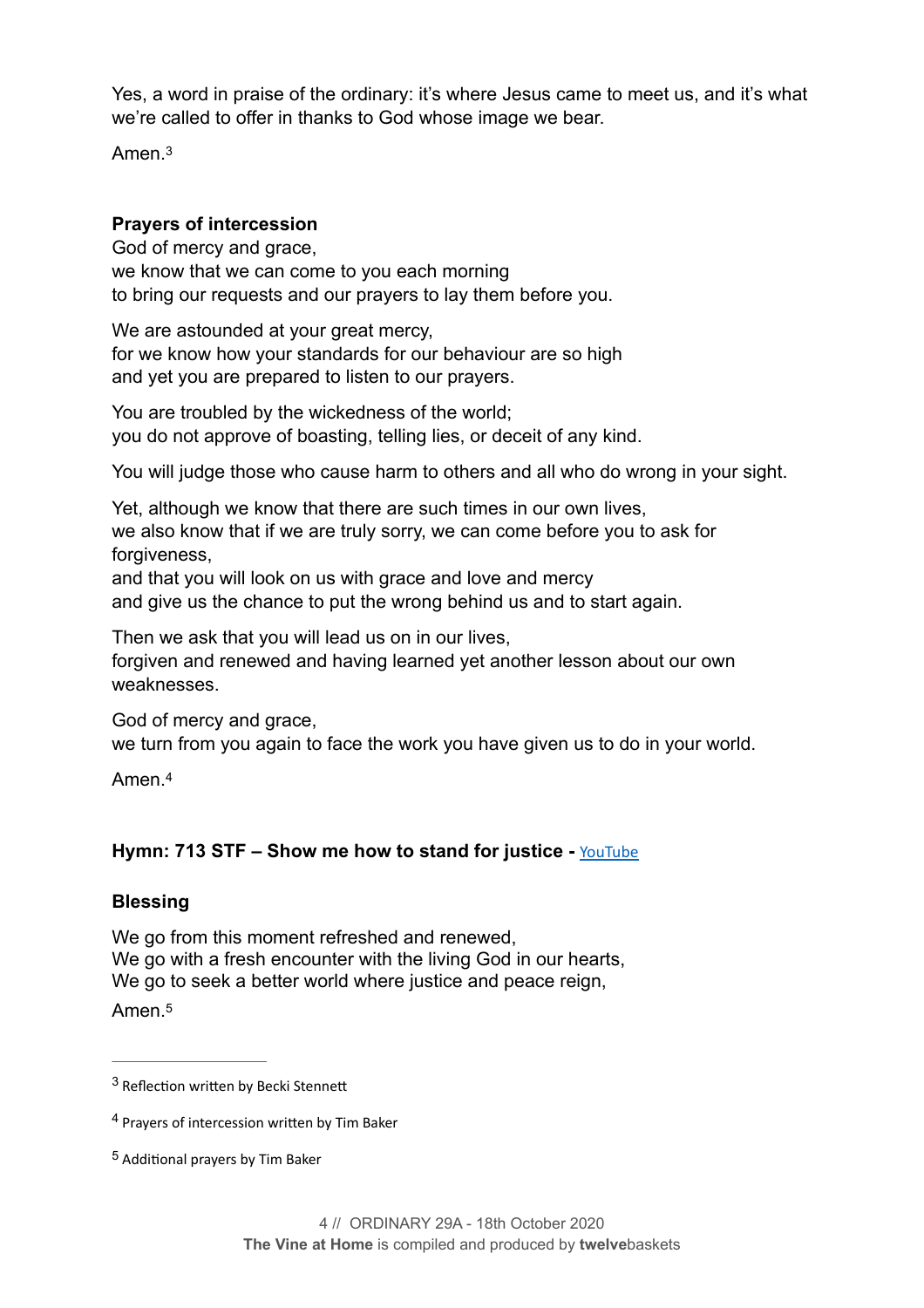Yes, a word in praise of the ordinary: it's where Jesus came to meet us, and it's what we're called to offer in thanks to God whose image we bear.

Amen.[3]

**Prayers of intercession**
God of mercy and grace,
we know that we can come to you each morning
to bring our requests and our prayers to lay them before you.

We are astounded at your great mercy,
for we know how your standards for our behaviour are so high
and yet you are prepared to listen to our prayers.

You are troubled by the wickedness of the world;
you do not approve of boasting, telling lies, or deceit of any kind.

You will judge those who cause harm to others and all who do wrong in your sight.

Yet, although we know that there are such times in our own lives,
we also know that if we are truly sorry, we can come before you to ask for forgiveness,
and that you will look on us with grace and love and mercy
and give us the chance to put the wrong behind us and to start again.

Then we ask that you will lead us on in our lives,
forgiven and renewed and having learned yet another lesson about our own weaknesses.

God of mercy and grace,
we turn from you again to face the work you have given us to do in your world.

Amen.[4]

**Hymn: 713 STF – Show me how to stand for justice -** YouTube

**Blessing**

We go from this moment refreshed and renewed,
We go with a fresh encounter with the living God in our hearts,
We go to seek a better world where justice and peace reign,

Amen.[5]

---

[3] Reflection written by Becki Stennett

[4] Prayers of intercession written by Tim Baker

[5] Additional prayers by Tim Baker